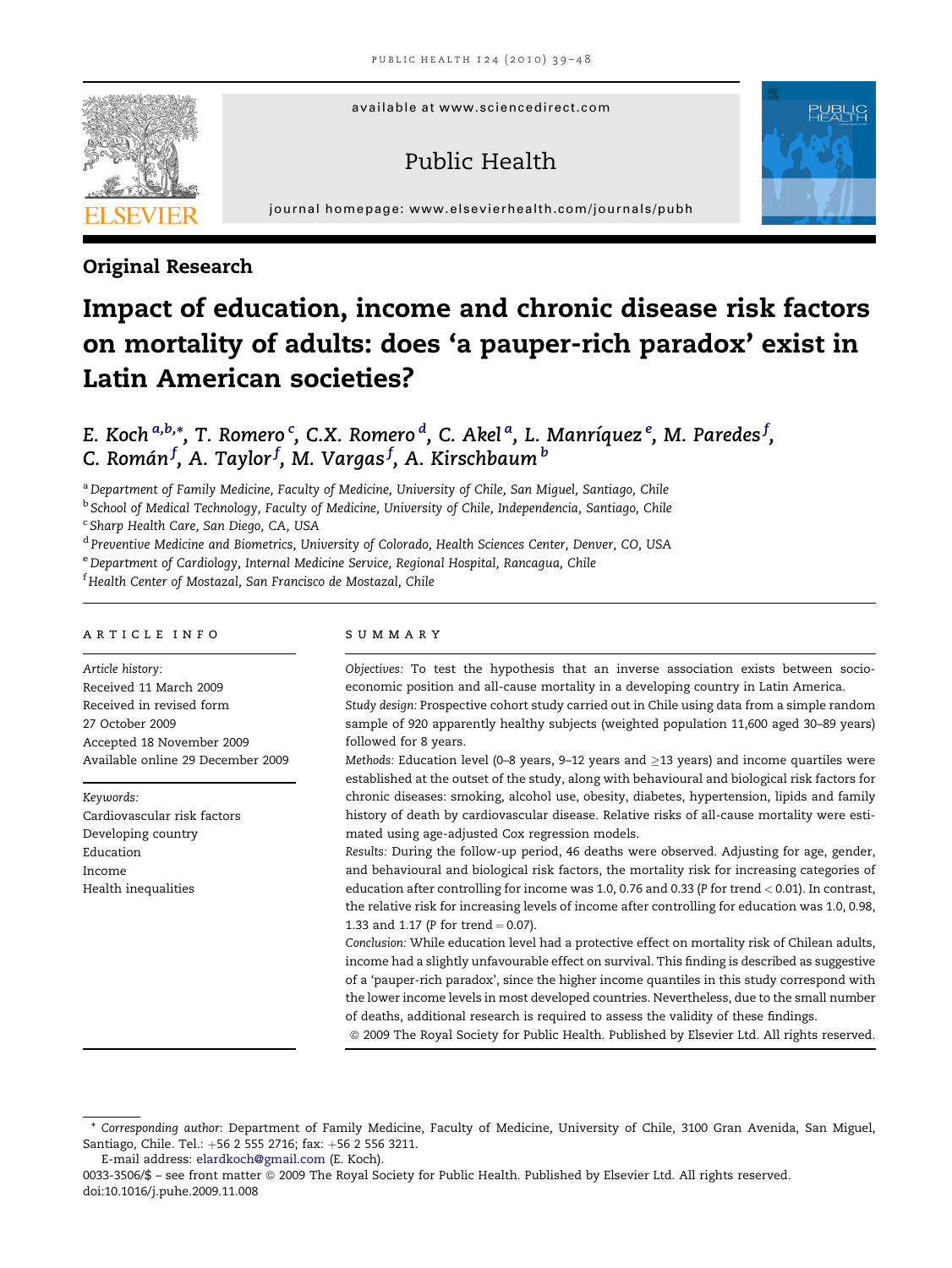available at www.sciencedirect.com

Public Health

journal homepage: www.elsevierhealth.com/journals/pubh

## Original Research

# Impact of education, income and chronic disease risk factors on mortality of adults: does 'a pauper-rich paradox' exist in Latin American societies?

*E. Koch [a,b,*], T. Romero [c], C.X. Romero [d], C. Akel [a], L. Manríquez [e], M. Paredes [f], C. Román [f], A. Taylor [f], M. Vargas [f], A. Kirschbaum [b]*

[a] *Department of Family Medicine, Faculty of Medicine, University of Chile, San Miguel, Santiago, Chile*
[b] *School of Medical Technology, Faculty of Medicine, University of Chile, Independencia, Santiago, Chile*
[c] *Sharp Health Care, San Diego, CA, USA*
[d] *Preventive Medicine and Biometrics, University of Colorado, Health Sciences Center, Denver, CO, USA*
[e] *Department of Cardiology, Internal Medicine Service, Regional Hospital, Rancagua, Chile*
[f] *Health Center of Mostazal, San Francisco de Mostazal, Chile*

### ARTICLE INFO

*Article history:*
Received 11 March 2009
Received in revised form 27 October 2009
Accepted 18 November 2009
Available online 29 December 2009

*Keywords:*
Cardiovascular risk factors
Developing country
Education
Income
Health inequalities

### SUMMARY

*Objectives:* To test the hypothesis that an inverse association exists between socio-economic position and all-cause mortality in a developing country in Latin America.

*Study design:* Prospective cohort study carried out in Chile using data from a simple random sample of 920 apparently healthy subjects (weighted population 11,600 aged 30–89 years) followed for 8 years.

*Methods:* Education level (0–8 years, 9–12 years and ≥13 years) and income quartiles were established at the outset of the study, along with behavioural and biological risk factors for chronic diseases: smoking, alcohol use, obesity, diabetes, hypertension, lipids and family history of death by cardiovascular disease. Relative risks of all-cause mortality were estimated using age-adjusted Cox regression models.

*Results:* During the follow-up period, 46 deaths were observed. Adjusting for age, gender, and behavioural and biological risk factors, the mortality risk for increasing categories of education after controlling for income was 1.0, 0.76 and 0.33 ($P$ for trend $< 0.01$). In contrast, the relative risk for increasing levels of income after controlling for education was 1.0, 0.98, 1.33 and 1.17 ($P$ for trend $= 0.07$).

*Conclusion:* While education level had a protective effect on mortality risk of Chilean adults, income had a slightly unfavourable effect on survival. This finding is described as suggestive of a 'pauper-rich paradox', since the higher income quantiles in this study correspond with the lower income levels in most developed countries. Nevertheless, due to the small number of deaths, additional research is required to assess the validity of these findings.

© 2009 The Royal Society for Public Health. Published by Elsevier Ltd. All rights reserved.

---

\* *Corresponding author*: Department of Family Medicine, Faculty of Medicine, University of Chile, 3100 Gran Avenida, San Miguel, Santiago, Chile. Tel.: +56 2 555 2716; fax: +56 2 556 3211.
E-mail address: elardkoch@gmail.com (E. Koch).

0033-3506/$ – see front matter © 2009 The Royal Society for Public Health. Published by Elsevier Ltd. All rights reserved.
doi:10.1016/j.puhe.2009.11.008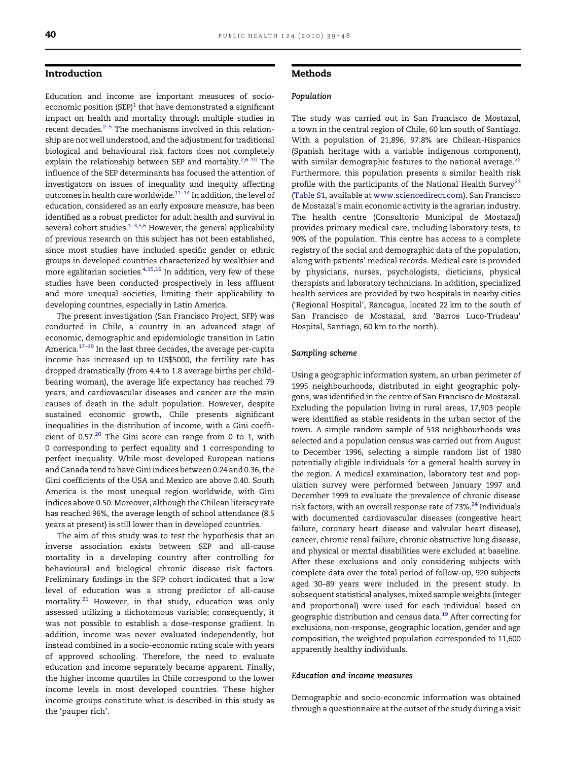## Introduction

Education and income are important measures of socio-economic position (SEP)[1] that have demonstrated a significant impact on health and mortality through multiple studies in recent decades.[2–5] The mechanisms involved in this relationship are not well understood, and the adjustment for traditional biological and behavioural risk factors does not completely explain the relationship between SEP and mortality.[2,6–10] The influence of the SEP determinants has focused the attention of investigators on issues of inequality and inequity affecting outcomes in health care worldwide.[11–14] In addition, the level of education, considered as an early exposure measure, has been identified as a robust predictor for adult health and survival in several cohort studies.[1–3,5,6] However, the general applicability of previous research on this subject has not been established, since most studies have included specific gender or ethnic groups in developed countries characterized by wealthier and more egalitarian societies.[4,15,16] In addition, very few of these studies have been conducted prospectively in less affluent and more unequal societies, limiting their applicability to developing countries, especially in Latin America.

The present investigation (San Francisco Project, SFP) was conducted in Chile, a country in an advanced stage of economic, demographic and epidemiologic transition in Latin America.[17–19] In the last three decades, the average per-capita income has increased up to US$5000, the fertility rate has dropped dramatically (from 4.4 to 1.8 average births per child-bearing woman), the average life expectancy has reached 79 years, and cardiovascular diseases and cancer are the main causes of death in the adult population. However, despite sustained economic growth, Chile presents significant inequalities in the distribution of income, with a Gini coefficient of 0.57.[20] The Gini score can range from 0 to 1, with 0 corresponding to perfect equality and 1 corresponding to perfect inequality. While most developed European nations and Canada tend to have Gini indices between 0.24 and 0.36, the Gini coefficients of the USA and Mexico are above 0.40. South America is the most unequal region worldwide, with Gini indices above 0.50. Moreover, although the Chilean literacy rate has reached 96%, the average length of school attendance (8.5 years at present) is still lower than in developed countries.

The aim of this study was to test the hypothesis that an inverse association exists between SEP and all-cause mortality in a developing country after controlling for behavioural and biological chronic disease risk factors. Preliminary findings in the SFP cohort indicated that a low level of education was a strong predictor of all-cause mortality.[21] However, in that study, education was only assessed utilizing a dichotomous variable; consequently, it was not possible to establish a dose–response gradient. In addition, income was never evaluated independently, but instead combined in a socio-economic rating scale with years of approved schooling. Therefore, the need to evaluate education and income separately became apparent. Finally, the higher income quartiles in Chile correspond to the lower income levels in most developed countries. These higher income groups constitute what is described in this study as the 'pauper rich'.

## Methods

### Population

The study was carried out in San Francisco de Mostazal, a town in the central region of Chile, 60 km south of Santiago. With a population of 21,896, 97.8% are Chilean-Hispanics (Spanish heritage with a variable indigenous component), with similar demographic features to the national average.[22] Furthermore, this population presents a similar health risk profile with the participants of the National Health Survey[23] (Table S1, available at www.sciencedirect.com). San Francisco de Mostazal's main economic activity is the agrarian industry. The health centre (Consultorio Municipal de Mostazal) provides primary medical care, including laboratory tests, to 90% of the population. This centre has access to a complete registry of the social and demographic data of the population, along with patients' medical records. Medical care is provided by physicians, nurses, psychologists, dieticians, physical therapists and laboratory technicians. In addition, specialized health services are provided by two hospitals in nearby cities ('Regional Hospital', Rancagua, located 22 km to the south of San Francisco de Mostazal, and 'Barros Luco-Trudeau' Hospital, Santiago, 60 km to the north).

### Sampling scheme

Using a geographic information system, an urban perimeter of 1995 neighbourhoods, distributed in eight geographic polygons, was identified in the centre of San Francisco de Mostazal. Excluding the population living in rural areas, 17,903 people were identified as stable residents in the urban sector of the town. A simple random sample of 518 neighbourhoods was selected and a population census was carried out from August to December 1996, selecting a simple random list of 1980 potentially eligible individuals for a general health survey in the region. A medical examination, laboratory test and population survey were performed between January 1997 and December 1999 to evaluate the prevalence of chronic disease risk factors, with an overall response rate of 73%.[24] Individuals with documented cardiovascular diseases (congestive heart failure, coronary heart disease and valvular heart disease), cancer, chronic renal failure, chronic obstructive lung disease, and physical or mental disabilities were excluded at baseline. After these exclusions and only considering subjects with complete data over the total period of follow-up, 920 subjects aged 30–89 years were included in the present study. In subsequent statistical analyses, mixed sample weights (integer and proportional) were used for each individual based on geographic distribution and census data.[19] After correcting for exclusions, non-response, geographic location, gender and age composition, the weighted population corresponded to 11,600 apparently healthy individuals.

### Education and income measures

Demographic and socio-economic information was obtained through a questionnaire at the outset of the study during a visit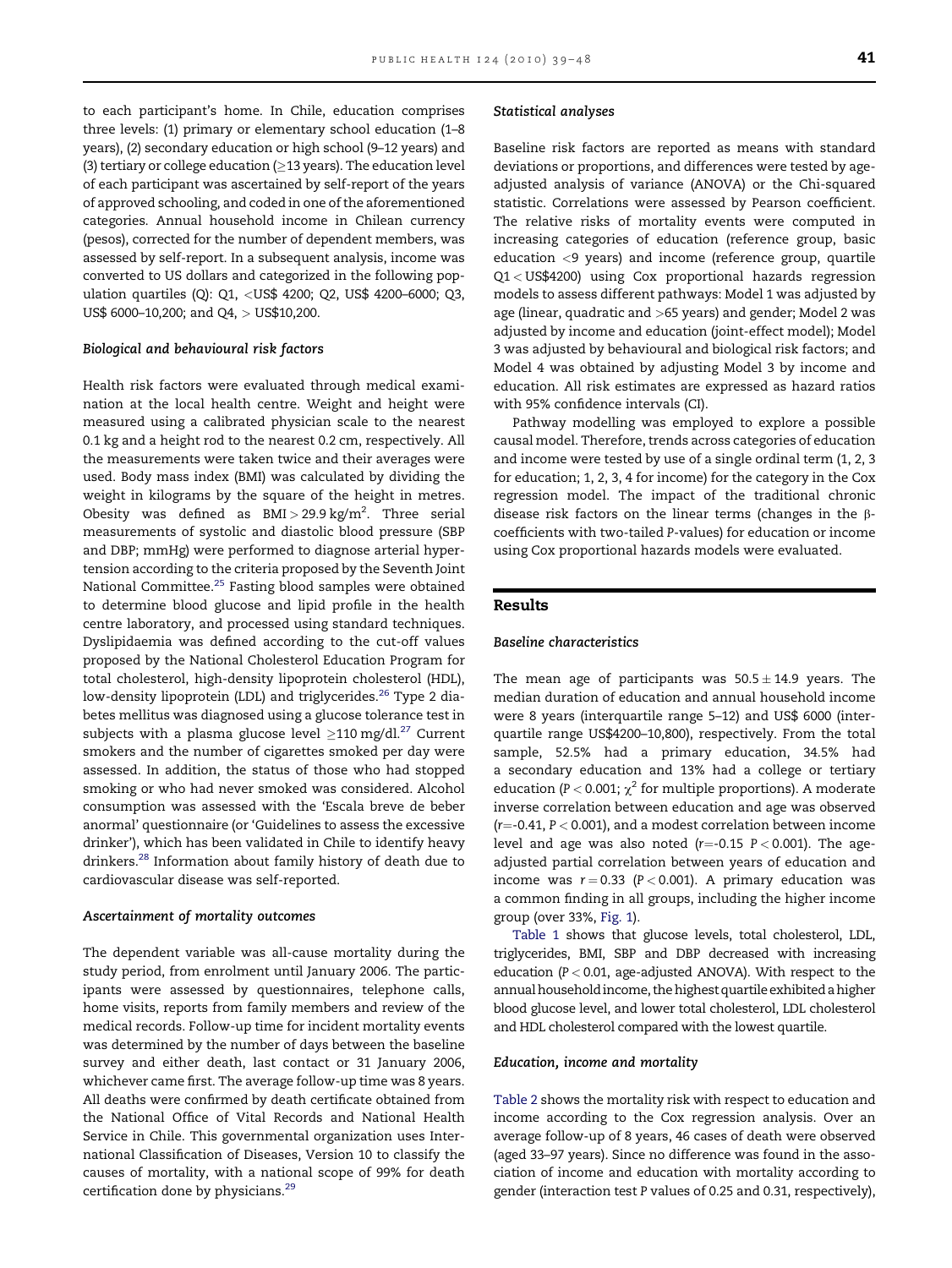to each participant's home. In Chile, education comprises three levels: (1) primary or elementary school education (1–8 years), (2) secondary education or high school (9–12 years) and (3) tertiary or college education (≥13 years). The education level of each participant was ascertained by self-report of the years of approved schooling, and coded in one of the aforementioned categories. Annual household income in Chilean currency (pesos), corrected for the number of dependent members, was assessed by self-report. In a subsequent analysis, income was converted to US dollars and categorized in the following population quartiles (Q): Q1, <US$ 4200; Q2, US$ 4200–6000; Q3, US$ 6000–10,200; and Q4, > US$10,200.

#### Biological and behavioural risk factors

Health risk factors were evaluated through medical examination at the local health centre. Weight and height were measured using a calibrated physician scale to the nearest 0.1 kg and a height rod to the nearest 0.2 cm, respectively. All the measurements were taken twice and their averages were used. Body mass index (BMI) was calculated by dividing the weight in kilograms by the square of the height in metres. Obesity was defined as $BMI > 29.9\ kg/m^2$. Three serial measurements of systolic and diastolic blood pressure (SBP and DBP; mmHg) were performed to diagnose arterial hypertension according to the criteria proposed by the Seventh Joint National Committee.[25] Fasting blood samples were obtained to determine blood glucose and lipid profile in the health centre laboratory, and processed using standard techniques. Dyslipidaemia was defined according to the cut-off values proposed by the National Cholesterol Education Program for total cholesterol, high-density lipoprotein cholesterol (HDL), low-density lipoprotein (LDL) and triglycerides.[26] Type 2 diabetes mellitus was diagnosed using a glucose tolerance test in subjects with a plasma glucose level ≥110 mg/dl.[27] Current smokers and the number of cigarettes smoked per day were assessed. In addition, the status of those who had stopped smoking or who had never smoked was considered. Alcohol consumption was assessed with the 'Escala breve de beber anormal' questionnaire (or 'Guidelines to assess the excessive drinker'), which has been validated in Chile to identify heavy drinkers.[28] Information about family history of death due to cardiovascular disease was self-reported.

#### Ascertainment of mortality outcomes

The dependent variable was all-cause mortality during the study period, from enrolment until January 2006. The participants were assessed by questionnaires, telephone calls, home visits, reports from family members and review of the medical records. Follow-up time for incident mortality events was determined by the number of days between the baseline survey and either death, last contact or 31 January 2006, whichever came first. The average follow-up time was 8 years. All deaths were confirmed by death certificate obtained from the National Office of Vital Records and National Health Service in Chile. This governmental organization uses International Classification of Diseases, Version 10 to classify the causes of mortality, with a national scope of 99% for death certification done by physicians.[29]

#### Statistical analyses

Baseline risk factors are reported as means with standard deviations or proportions, and differences were tested by age-adjusted analysis of variance (ANOVA) or the Chi-squared statistic. Correlations were assessed by Pearson coefficient. The relative risks of mortality events were computed in increasing categories of education (reference group, basic education <9 years) and income (reference group, quartile Q1 < US$4200) using Cox proportional hazards regression models to assess different pathways: Model 1 was adjusted by age (linear, quadratic and >65 years) and gender; Model 2 was adjusted by income and education (joint-effect model); Model 3 was adjusted by behavioural and biological risk factors; and Model 4 was obtained by adjusting Model 3 by income and education. All risk estimates are expressed as hazard ratios with 95% confidence intervals (CI).

Pathway modelling was employed to explore a possible causal model. Therefore, trends across categories of education and income were tested by use of a single ordinal term (1, 2, 3 for education; 1, 2, 3, 4 for income) for the category in the Cox regression model. The impact of the traditional chronic disease risk factors on the linear terms (changes in the β-coefficients with two-tailed P-values) for education or income using Cox proportional hazards models were evaluated.

## Results

#### Baseline characteristics

The mean age of participants was $50.5 \pm 14.9$ years. The median duration of education and annual household income were 8 years (interquartile range 5–12) and US$ 6000 (interquartile range US$4200–10,800), respectively. From the total sample, 52.5% had a primary education, 34.5% had a secondary education and 13% had a college or tertiary education ($P < 0.001$; $\chi^2$ for multiple proportions). A moderate inverse correlation between education and age was observed ($r$=-0.41, $P < 0.001$), and a modest correlation between income level and age was also noted ($r$=-0.15 $P < 0.001$). The age-adjusted partial correlation between years of education and income was $r = 0.33$ ($P < 0.001$). A primary education was a common finding in all groups, including the higher income group (over 33%, Fig. 1).

Table 1 shows that glucose levels, total cholesterol, LDL, triglycerides, BMI, SBP and DBP decreased with increasing education ($P < 0.01$, age-adjusted ANOVA). With respect to the annual household income, the highest quartile exhibited a higher blood glucose level, and lower total cholesterol, LDL cholesterol and HDL cholesterol compared with the lowest quartile.

#### Education, income and mortality

Table 2 shows the mortality risk with respect to education and income according to the Cox regression analysis. Over an average follow-up of 8 years, 46 cases of death were observed (aged 33–97 years). Since no difference was found in the association of income and education with mortality according to gender (interaction test P values of 0.25 and 0.31, respectively),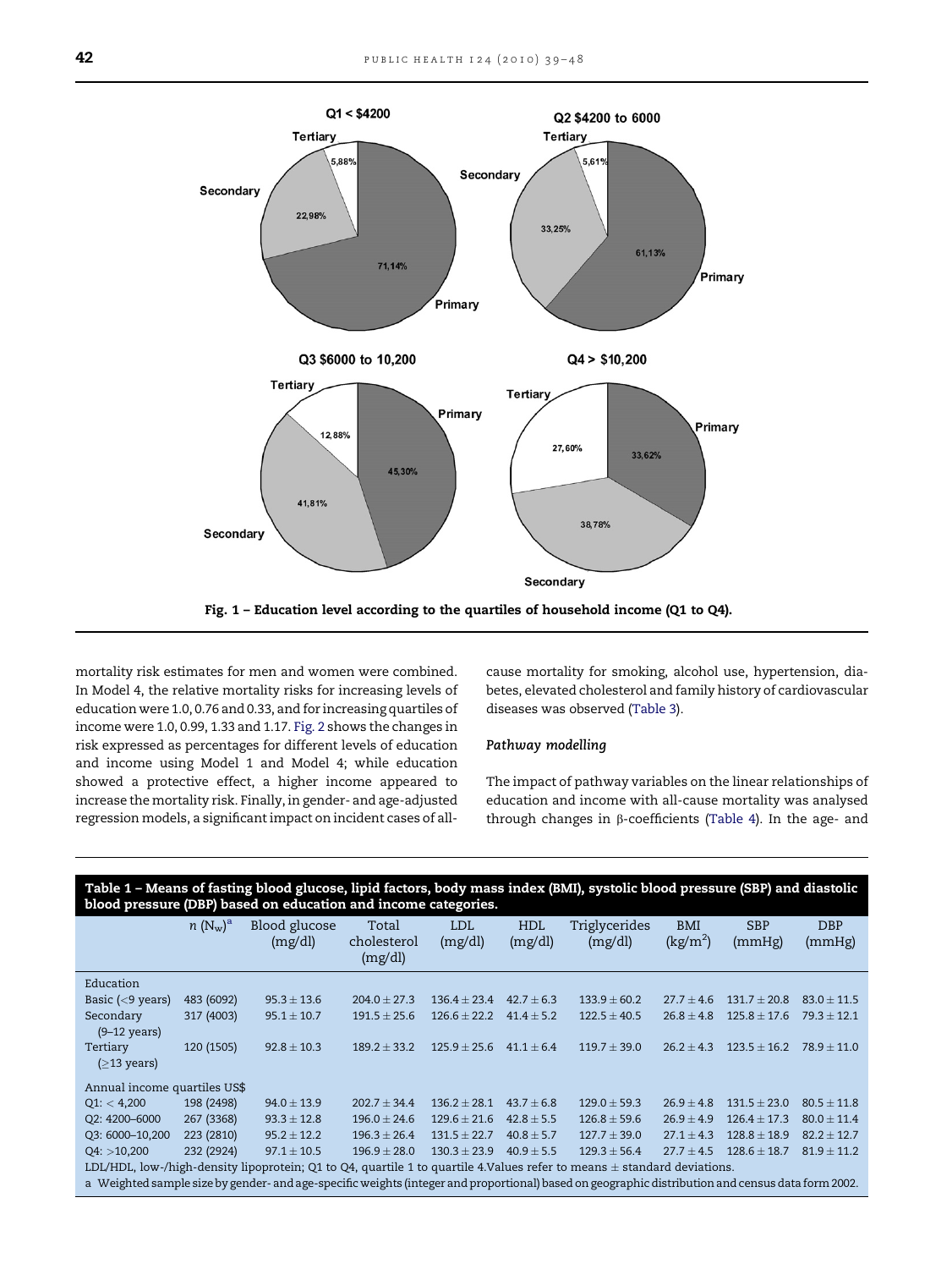Fig. 1 – Education level according to the quartiles of household income (Q1 to Q4).

mortality risk estimates for men and women were combined. In Model 4, the relative mortality risks for increasing levels of education were 1.0, 0.76 and 0.33, and for increasing quartiles of income were 1.0, 0.99, 1.33 and 1.17. Fig. 2 shows the changes in risk expressed as percentages for different levels of education and income using Model 1 and Model 4; while education showed a protective effect, a higher income appeared to increase the mortality risk. Finally, in gender- and age-adjusted regression models, a significant impact on incident cases of all-cause mortality for smoking, alcohol use, hypertension, diabetes, elevated cholesterol and family history of cardiovascular diseases was observed (Table 3).

### Pathway modelling

The impact of pathway variables on the linear relationships of education and income with all-cause mortality was analysed through changes in β-coefficients (Table 4). In the age- and

**Table 1 – Means of fasting blood glucose, lipid factors, body mass index (BMI), systolic blood pressure (SBP) and diastolic blood pressure (DBP) based on education and income categories.**

| | $n$ ($N_w$)[a] | Blood glucose (mg/dl) | Total cholesterol (mg/dl) | LDL (mg/dl) | HDL (mg/dl) | Triglycerides (mg/dl) | BMI (kg/m$^2$) | SBP (mmHg) | DBP (mmHg) |
|---|---|---|---|---|---|---|---|---|---|
| Education | | | | | | | | | |
| Basic (<9 years) | 483 (6092) | 95.3 ± 13.6 | 204.0 ± 27.3 | 136.4 ± 23.4 | 42.7 ± 6.3 | 133.9 ± 60.2 | 27.7 ± 4.6 | 131.7 ± 20.8 | 83.0 ± 11.5 |
| Secondary (9–12 years) | 317 (4003) | 95.1 ± 10.7 | 191.5 ± 25.6 | 126.6 ± 22.2 | 41.4 ± 5.2 | 122.5 ± 40.5 | 26.8 ± 4.8 | 125.8 ± 17.6 | 79.3 ± 12.1 |
| Tertiary (≥13 years) | 120 (1505) | 92.8 ± 10.3 | 189.2 ± 33.2 | 125.9 ± 25.6 | 41.1 ± 6.4 | 119.7 ± 39.0 | 26.2 ± 4.3 | 123.5 ± 16.2 | 78.9 ± 11.0 |
| Annual income quartiles US$ | | | | | | | | | |
| Q1: < 4,200 | 198 (2498) | 94.0 ± 13.9 | 202.7 ± 34.4 | 136.2 ± 28.1 | 43.7 ± 6.8 | 129.0 ± 59.3 | 26.9 ± 4.8 | 131.5 ± 23.0 | 80.5 ± 11.8 |
| Q2: 4200–6000 | 267 (3368) | 93.3 ± 12.8 | 196.0 ± 24.6 | 129.6 ± 21.6 | 42.8 ± 5.5 | 126.8 ± 59.6 | 26.9 ± 4.9 | 126.4 ± 17.3 | 80.0 ± 11.4 |
| Q3: 6000–10,200 | 223 (2810) | 95.2 ± 12.2 | 196.3 ± 26.4 | 131.5 ± 22.7 | 40.8 ± 5.7 | 127.7 ± 39.0 | 27.1 ± 4.3 | 128.8 ± 18.9 | 82.2 ± 12.7 |
| Q4: >10,200 | 232 (2924) | 97.1 ± 10.5 | 196.9 ± 28.0 | 130.3 ± 23.9 | 40.9 ± 5.5 | 129.3 ± 56.4 | 27.7 ± 4.5 | 128.6 ± 18.7 | 81.9 ± 11.2 |

LDL/HDL, low-/high-density lipoprotein; Q1 to Q4, quartile 1 to quartile 4.Values refer to means ± standard deviations.

a Weighted sample size by gender- and age-specific weights (integer and proportional) based on geographic distribution and census data form 2002.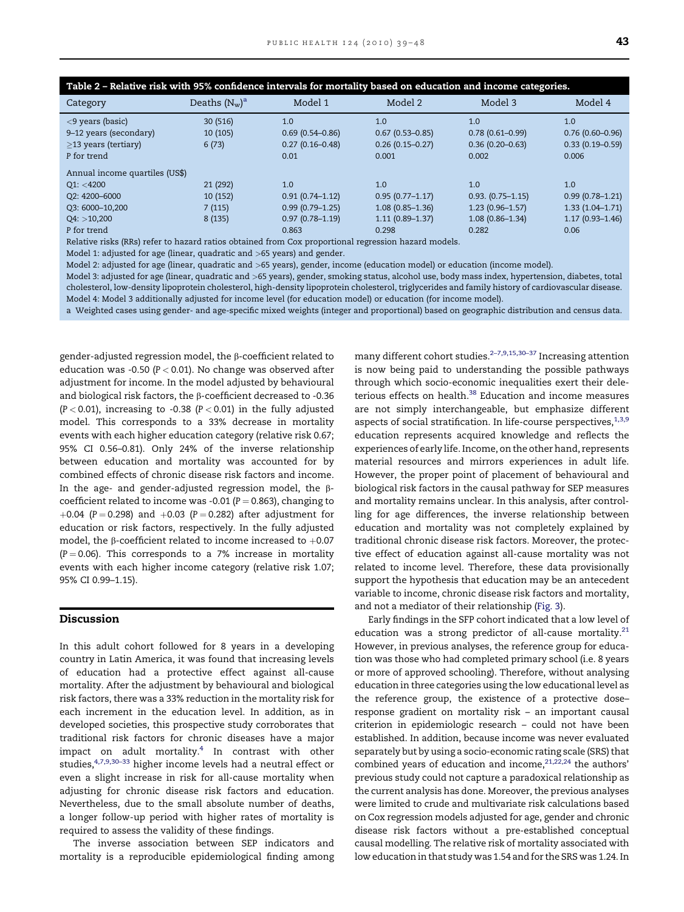**Table 2 – Relative risk with 95% confidence intervals for mortality based on education and income categories.**

| Category | Deaths ($N_w$)[a] | Model 1 | Model 2 | Model 3 | Model 4 |
|---|---|---|---|---|---|
| <9 years (basic) | 30 (516) | 1.0 | 1.0 | 1.0 | 1.0 |
| 9–12 years (secondary) | 10 (105) | 0.69 (0.54–0.86) | 0.67 (0.53–0.85) | 0.78 (0.61–0.99) | 0.76 (0.60–0.96) |
| ≥13 years (tertiary) | 6 (73) | 0.27 (0.16–0.48) | 0.26 (0.15–0.27) | 0.36 (0.20–0.63) | 0.33 (0.19–0.59) |
| P for trend | | 0.01 | 0.001 | 0.002 | 0.006 |
| Annual income quartiles (US$) | | | | | |
| Q1: <4200 | 21 (292) | 1.0 | 1.0 | 1.0 | 1.0 |
| Q2: 4200–6000 | 10 (152) | 0.91 (0.74–1.12) | 0.95 (0.77–1.17) | 0.93. (0.75–1.15) | 0.99 (0.78–1.21) |
| Q3: 6000–10,200 | 7 (115) | 0.99 (0.79–1.25) | 1.08 (0.85–1.36) | 1.23 (0.96–1.57) | 1.33 (1.04–1.71) |
| Q4: >10,200 | 8 (135) | 0.97 (0.78–1.19) | 1.11 (0.89–1.37) | 1.08 (0.86–1.34) | 1.17 (0.93–1.46) |
| P for trend | | 0.863 | 0.298 | 0.282 | 0.06 |

Relative risks (RRs) refer to hazard ratios obtained from Cox proportional regression hazard models.

Model 1: adjusted for age (linear, quadratic and >65 years) and gender.

Model 2: adjusted for age (linear, quadratic and >65 years), gender, income (education model) or education (income model).

Model 3: adjusted for age (linear, quadratic and >65 years), gender, smoking status, alcohol use, body mass index, hypertension, diabetes, total cholesterol, low-density lipoprotein cholesterol, high-density lipoprotein cholesterol, triglycerides and family history of cardiovascular disease.

Model 4: Model 3 additionally adjusted for income level (for education model) or education (for income model).

a Weighted cases using gender- and age-specific mixed weights (integer and proportional) based on geographic distribution and census data.

gender-adjusted regression model, the β-coefficient related to education was -0.50 ($P < 0.01$). No change was observed after adjustment for income. In the model adjusted by behavioural and biological risk factors, the β-coefficient decreased to -0.36 ($P < 0.01$), increasing to -0.38 ($P < 0.01$) in the fully adjusted model. This corresponds to a 33% decrease in mortality events with each higher education category (relative risk 0.67; 95% CI 0.56–0.81). Only 24% of the inverse relationship between education and mortality was accounted for by combined effects of chronic disease risk factors and income. In the age- and gender-adjusted regression model, the β-coefficient related to income was -0.01 ($P = 0.863$), changing to +0.04 ($P = 0.298$) and +0.03 ($P = 0.282$) after adjustment for education or risk factors, respectively. In the fully adjusted model, the β-coefficient related to income increased to +0.07 ($P = 0.06$). This corresponds to a 7% increase in mortality events with each higher income category (relative risk 1.07; 95% CI 0.99–1.15).

## Discussion

In this adult cohort followed for 8 years in a developing country in Latin America, it was found that increasing levels of education had a protective effect against all-cause mortality. After the adjustment by behavioural and biological risk factors, there was a 33% reduction in the mortality risk for each increment in the education level. In addition, as in developed societies, this prospective study corroborates that traditional risk factors for chronic diseases have a major impact on adult mortality.[4] In contrast with other studies,[4,7,9,30–33] higher income levels had a neutral effect or even a slight increase in risk for all-cause mortality when adjusting for chronic disease risk factors and education. Nevertheless, due to the small absolute number of deaths, a longer follow-up period with higher rates of mortality is required to assess the validity of these findings.

The inverse association between SEP indicators and mortality is a reproducible epidemiological finding among many different cohort studies.[2–7,9,15,30–37] Increasing attention is now being paid to understanding the possible pathways through which socio-economic inequalities exert their deleterious effects on health.[38] Education and income measures are not simply interchangeable, but emphasize different aspects of social stratification. In life-course perspectives,[1,3,9] education represents acquired knowledge and reflects the experiences of early life. Income, on the other hand, represents material resources and mirrors experiences in adult life. However, the proper point of placement of behavioural and biological risk factors in the causal pathway for SEP measures and mortality remains unclear. In this analysis, after controlling for age differences, the inverse relationship between education and mortality was not completely explained by traditional chronic disease risk factors. Moreover, the protective effect of education against all-cause mortality was not related to income level. Therefore, these data provisionally support the hypothesis that education may be an antecedent variable to income, chronic disease risk factors and mortality, and not a mediator of their relationship (Fig. 3).

Early findings in the SFP cohort indicated that a low level of education was a strong predictor of all-cause mortality.[21] However, in previous analyses, the reference group for education was those who had completed primary school (i.e. 8 years or more of approved schooling). Therefore, without analysing education in three categories using the low educational level as the reference group, the existence of a protective dose–response gradient on mortality risk – an important causal criterion in epidemiologic research – could not have been established. In addition, because income was never evaluated separately but by using a socio-economic rating scale (SRS) that combined years of education and income,[21,22,24] the authors' previous study could not capture a paradoxical relationship as the current analysis has done. Moreover, the previous analyses were limited to crude and multivariate risk calculations based on Cox regression models adjusted for age, gender and chronic disease risk factors without a pre-established conceptual causal modelling. The relative risk of mortality associated with low education in that study was 1.54 and for the SRS was 1.24. In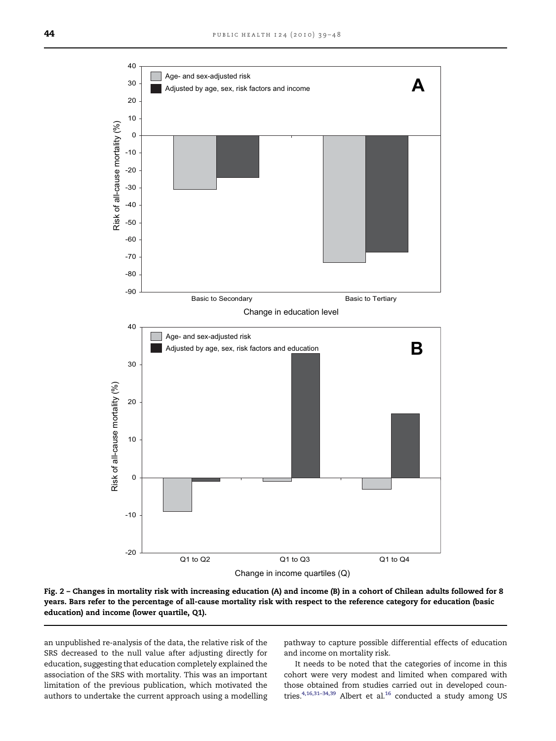Fig. 2 – Changes in mortality risk with increasing education (A) and income (B) in a cohort of Chilean adults followed for 8 years. Bars refer to the percentage of all-cause mortality risk with respect to the reference category for education (basic education) and income (lower quartile, Q1).

an unpublished re-analysis of the data, the relative risk of the SRS decreased to the null value after adjusting directly for education, suggesting that education completely explained the association of the SRS with mortality. This was an important limitation of the previous publication, which motivated the authors to undertake the current approach using a modelling pathway to capture possible differential effects of education and income on mortality risk.

It needs to be noted that the categories of income in this cohort were very modest and limited when compared with those obtained from studies carried out in developed countries.[4,16,31–34,39] Albert et al.[16] conducted a study among US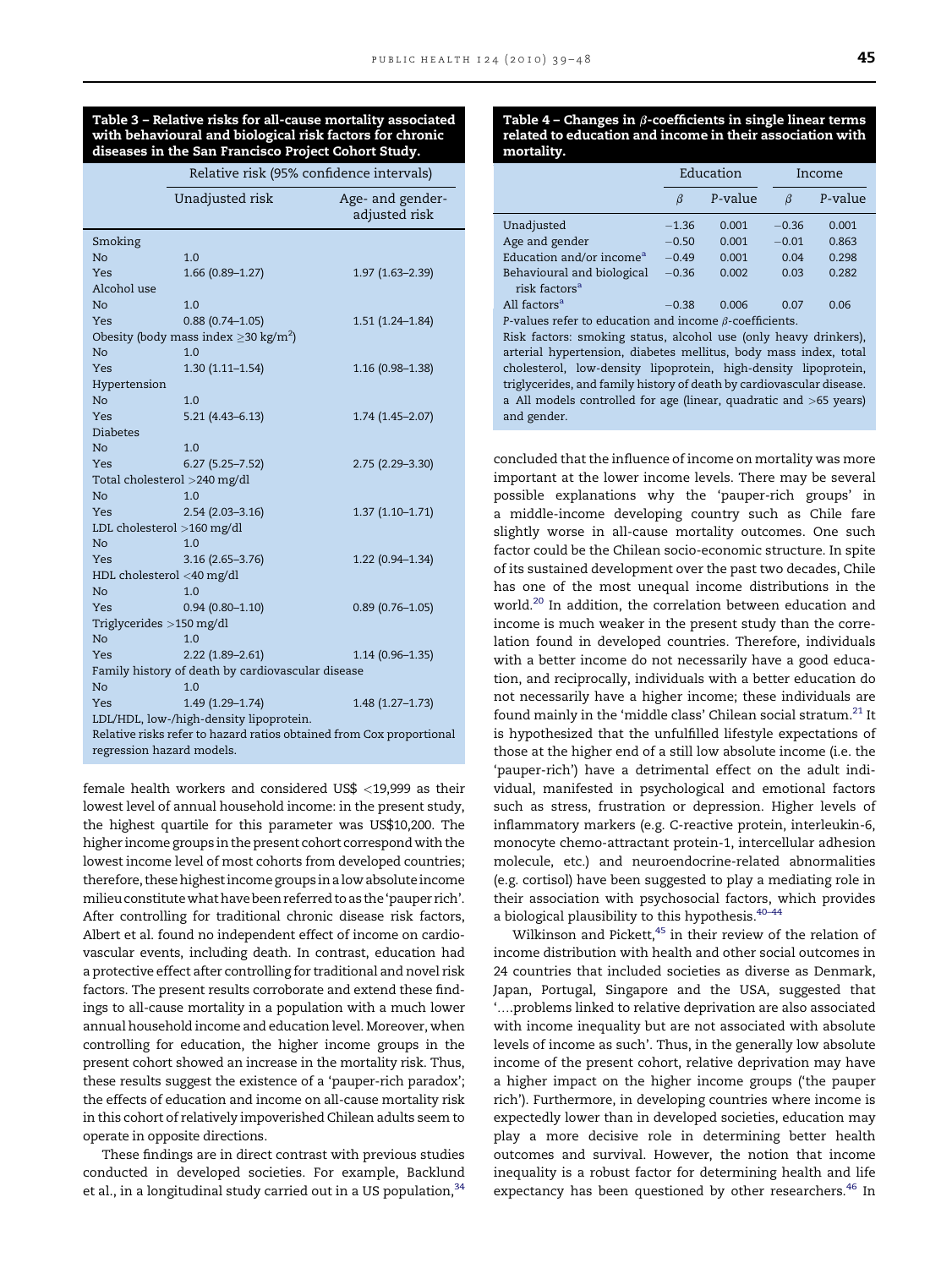**Table 3 – Relative risks for all-cause mortality associated with behavioural and biological risk factors for chronic diseases in the San Francisco Project Cohort Study.**

| | Relative risk (95% confidence intervals) | |
|---|---|---|
| | Unadjusted risk | Age- and gender-adjusted risk |
| Smoking | | |
| No | 1.0 | |
| Yes | 1.66 (0.89–1.27) | 1.97 (1.63–2.39) |
| Alcohol use | | |
| No | 1.0 | |
| Yes | 0.88 (0.74–1.05) | 1.51 (1.24–1.84) |
| Obesity (body mass index $\geq$30 kg/m$^2$) | | |
| No | 1.0 | |
| Yes | 1.30 (1.11–1.54) | 1.16 (0.98–1.38) |
| Hypertension | | |
| No | 1.0 | |
| Yes | 5.21 (4.43–6.13) | 1.74 (1.45–2.07) |
| Diabetes | | |
| No | 1.0 | |
| Yes | 6.27 (5.25–7.52) | 2.75 (2.29–3.30) |
| Total cholesterol >240 mg/dl | | |
| No | 1.0 | |
| Yes | 2.54 (2.03–3.16) | 1.37 (1.10–1.71) |
| LDL cholesterol >160 mg/dl | | |
| No | 1.0 | |
| Yes | 3.16 (2.65–3.76) | 1.22 (0.94–1.34) |
| HDL cholesterol <40 mg/dl | | |
| No | 1.0 | |
| Yes | 0.94 (0.80–1.10) | 0.89 (0.76–1.05) |
| Triglycerides >150 mg/dl | | |
| No | 1.0 | |
| Yes | 2.22 (1.89–2.61) | 1.14 (0.96–1.35) |
| Family history of death by cardiovascular disease | | |
| No | 1.0 | |
| Yes | 1.49 (1.29–1.74) | 1.48 (1.27–1.73) |

LDL/HDL, low-/high-density lipoprotein.

Relative risks refer to hazard ratios obtained from Cox proportional regression hazard models.

**Table 4 – Changes in β-coefficients in single linear terms related to education and income in their association with mortality.**

| | Education | | Income | |
|---|---|---|---|---|
| | β | P-value | β | P-value |
| Unadjusted | −1.36 | 0.001 | −0.36 | 0.001 |
| Age and gender | −0.50 | 0.001 | −0.01 | 0.863 |
| Education and/or income[a] | −0.49 | 0.001 | 0.04 | 0.298 |
| Behavioural and biological risk factors[a] | −0.36 | 0.002 | 0.03 | 0.282 |
| All factors[a] | −0.38 | 0.006 | 0.07 | 0.06 |

P-values refer to education and income β-coefficients.

Risk factors: smoking status, alcohol use (only heavy drinkers), arterial hypertension, diabetes mellitus, body mass index, total cholesterol, low-density lipoprotein, high-density lipoprotein, triglycerides, and family history of death by cardiovascular disease.

a All models controlled for age (linear, quadratic and >65 years) and gender.

female health workers and considered US$ <19,999 as their lowest level of annual household income: in the present study, the highest quartile for this parameter was US$10,200. The higher income groups in the present cohort correspond with the lowest income level of most cohorts from developed countries; therefore, these highest income groups in a low absolute income milieu constitute what have been referred to as the 'pauper rich'. After controlling for traditional chronic disease risk factors, Albert et al. found no independent effect of income on cardiovascular events, including death. In contrast, education had a protective effect after controlling for traditional and novel risk factors. The present results corroborate and extend these findings to all-cause mortality in a population with a much lower annual household income and education level. Moreover, when controlling for education, the higher income groups in the present cohort showed an increase in the mortality risk. Thus, these results suggest the existence of a 'pauper-rich paradox'; the effects of education and income on all-cause mortality risk in this cohort of relatively impoverished Chilean adults seem to operate in opposite directions.

These findings are in direct contrast with previous studies conducted in developed societies. For example, Backlund et al., in a longitudinal study carried out in a US population,[34] concluded that the influence of income on mortality was more important at the lower income levels. There may be several possible explanations why the 'pauper-rich groups' in a middle-income developing country such as Chile fare slightly worse in all-cause mortality outcomes. One such factor could be the Chilean socio-economic structure. In spite of its sustained development over the past two decades, Chile has one of the most unequal income distributions in the world.[20] In addition, the correlation between education and income is much weaker in the present study than the correlation found in developed countries. Therefore, individuals with a better income do not necessarily have a good education, and reciprocally, individuals with a better education do not necessarily have a higher income; these individuals are found mainly in the 'middle class' Chilean social stratum.[21] It is hypothesized that the unfulfilled lifestyle expectations of those at the higher end of a still low absolute income (i.e. the 'pauper-rich') have a detrimental effect on the adult individual, manifested in psychological and emotional factors such as stress, frustration or depression. Higher levels of inflammatory markers (e.g. C-reactive protein, interleukin-6, monocyte chemo-attractant protein-1, intercellular adhesion molecule, etc.) and neuroendocrine-related abnormalities (e.g. cortisol) have been suggested to play a mediating role in their association with psychosocial factors, which provides a biological plausibility to this hypothesis.[40–44]

Wilkinson and Pickett,[45] in their review of the relation of income distribution with health and other social outcomes in 24 countries that included societies as diverse as Denmark, Japan, Portugal, Singapore and the USA, suggested that '....problems linked to relative deprivation are also associated with income inequality but are not associated with absolute levels of income as such'. Thus, in the generally low absolute income of the present cohort, relative deprivation may have a higher impact on the higher income groups ('the pauper rich'). Furthermore, in developing countries where income is expectedly lower than in developed societies, education may play a more decisive role in determining better health outcomes and survival. However, the notion that income inequality is a robust factor for determining health and life expectancy has been questioned by other researchers.[46] In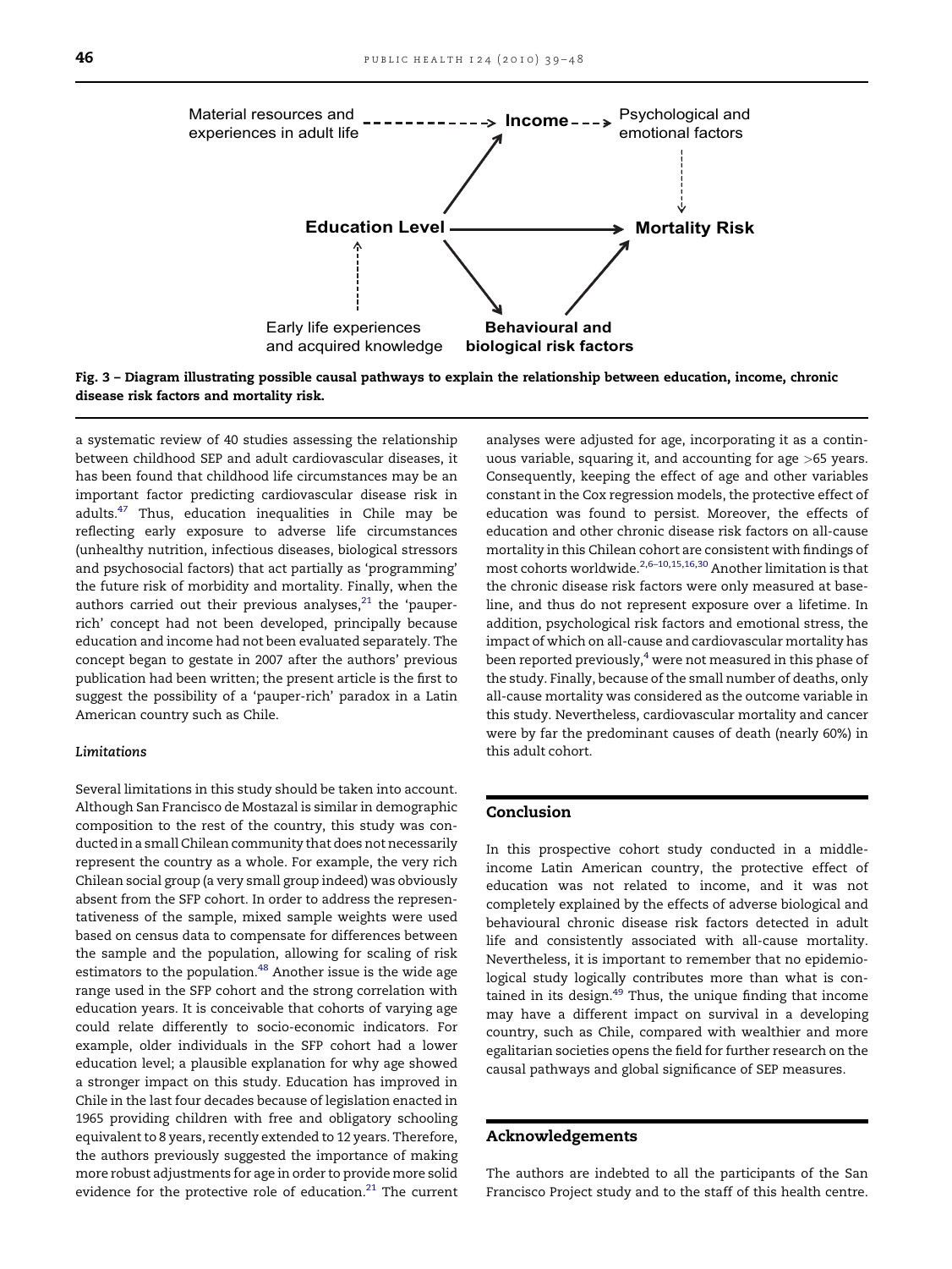Fig. 3 – Diagram illustrating possible causal pathways to explain the relationship between education, income, chronic disease risk factors and mortality risk.

a systematic review of 40 studies assessing the relationship between childhood SEP and adult cardiovascular diseases, it has been found that childhood life circumstances may be an important factor predicting cardiovascular disease risk in adults.[47] Thus, education inequalities in Chile may be reflecting early exposure to adverse life circumstances (unhealthy nutrition, infectious diseases, biological stressors and psychosocial factors) that act partially as 'programming' the future risk of morbidity and mortality. Finally, when the authors carried out their previous analyses,[21] the 'pauper-rich' concept had not been developed, principally because education and income had not been evaluated separately. The concept began to gestate in 2007 after the authors' previous publication had been written; the present article is the first to suggest the possibility of a 'pauper-rich' paradox in a Latin American country such as Chile.

### Limitations

Several limitations in this study should be taken into account. Although San Francisco de Mostazal is similar in demographic composition to the rest of the country, this study was conducted in a small Chilean community that does not necessarily represent the country as a whole. For example, the very rich Chilean social group (a very small group indeed) was obviously absent from the SFP cohort. In order to address the representativeness of the sample, mixed sample weights were used based on census data to compensate for differences between the sample and the population, allowing for scaling of risk estimators to the population.[48] Another issue is the wide age range used in the SFP cohort and the strong correlation with education years. It is conceivable that cohorts of varying age could relate differently to socio-economic indicators. For example, older individuals in the SFP cohort had a lower education level; a plausible explanation for why age showed a stronger impact on this study. Education has improved in Chile in the last four decades because of legislation enacted in 1965 providing children with free and obligatory schooling equivalent to 8 years, recently extended to 12 years. Therefore, the authors previously suggested the importance of making more robust adjustments for age in order to provide more solid evidence for the protective role of education.[21] The current analyses were adjusted for age, incorporating it as a continuous variable, squaring it, and accounting for age >65 years. Consequently, keeping the effect of age and other variables constant in the Cox regression models, the protective effect of education was found to persist. Moreover, the effects of education and other chronic disease risk factors on all-cause mortality in this Chilean cohort are consistent with findings of most cohorts worldwide.[2,6–10,15,16,30] Another limitation is that the chronic disease risk factors were only measured at baseline, and thus do not represent exposure over a lifetime. In addition, psychological risk factors and emotional stress, the impact of which on all-cause and cardiovascular mortality has been reported previously,[4] were not measured in this phase of the study. Finally, because of the small number of deaths, only all-cause mortality was considered as the outcome variable in this study. Nevertheless, cardiovascular mortality and cancer were by far the predominant causes of death (nearly 60%) in this adult cohort.

## Conclusion

In this prospective cohort study conducted in a middle-income Latin American country, the protective effect of education was not related to income, and it was not completely explained by the effects of adverse biological and behavioural chronic disease risk factors detected in adult life and consistently associated with all-cause mortality. Nevertheless, it is important to remember that no epidemiological study logically contributes more than what is contained in its design.[49] Thus, the unique finding that income may have a different impact on survival in a developing country, such as Chile, compared with wealthier and more egalitarian societies opens the field for further research on the causal pathways and global significance of SEP measures.

## Acknowledgements

The authors are indebted to all the participants of the San Francisco Project study and to the staff of this health centre.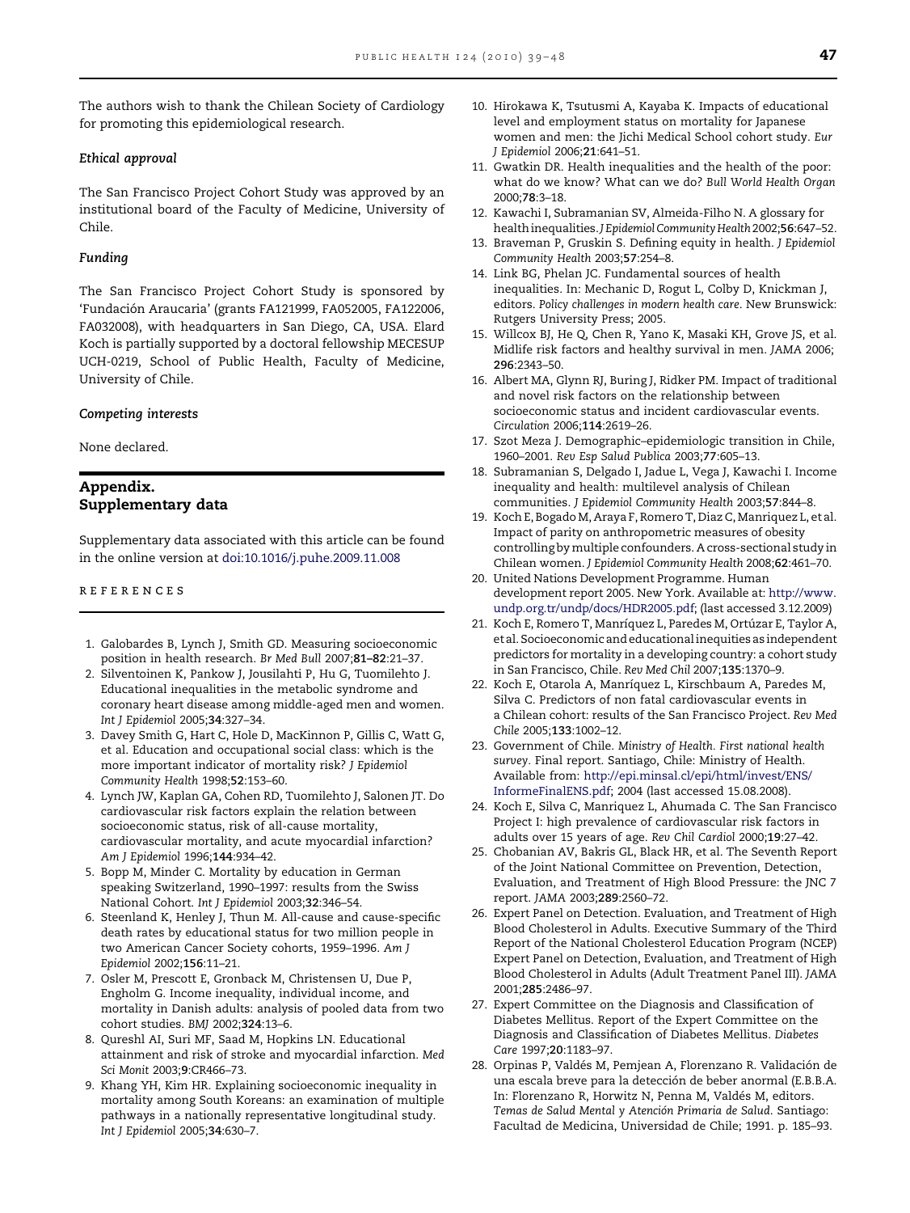The authors wish to thank the Chilean Society of Cardiology for promoting this epidemiological research.

*Ethical approval*

The San Francisco Project Cohort Study was approved by an institutional board of the Faculty of Medicine, University of Chile.

*Funding*

The San Francisco Project Cohort Study is sponsored by 'Fundación Araucaria' (grants FA121999, FA052005, FA122006, FA032008), with headquarters in San Diego, CA, USA. Elard Koch is partially supported by a doctoral fellowship MECESUP UCH-0219, School of Public Health, Faculty of Medicine, University of Chile.

*Competing interests*

None declared.

## Appendix. Supplementary data

Supplementary data associated with this article can be found in the online version at doi:10.1016/j.puhe.2009.11.008

## REFERENCES

1. Galobardes B, Lynch J, Smith GD. Measuring socioeconomic position in health research. *Br Med Bull* 2007;**81–82**:21–37.
2. Silventoinen K, Pankow J, Jousilahti P, Hu G, Tuomilehto J. Educational inequalities in the metabolic syndrome and coronary heart disease among middle-aged men and women. *Int J Epidemiol* 2005;**34**:327–34.
3. Davey Smith G, Hart C, Hole D, MacKinnon P, Gillis C, Watt G, et al. Education and occupational social class: which is the more important indicator of mortality risk? *J Epidemiol Community Health* 1998;**52**:153–60.
4. Lynch JW, Kaplan GA, Cohen RD, Tuomilehto J, Salonen JT. Do cardiovascular risk factors explain the relation between socioeconomic status, risk of all-cause mortality, cardiovascular mortality, and acute myocardial infarction? *Am J Epidemiol* 1996;**144**:934–42.
5. Bopp M, Minder C. Mortality by education in German speaking Switzerland, 1990–1997: results from the Swiss National Cohort. *Int J Epidemiol* 2003;**32**:346–54.
6. Steenland K, Henley J, Thun M. All-cause and cause-specific death rates by educational status for two million people in two American Cancer Society cohorts, 1959–1996. *Am J Epidemiol* 2002;**156**:11–21.
7. Osler M, Prescott E, Gronback M, Christensen U, Due P, Engholm G. Income inequality, individual income, and mortality in Danish adults: analysis of pooled data from two cohort studies. *BMJ* 2002;**324**:13–6.
8. Qureshl AI, Suri MF, Saad M, Hopkins LN. Educational attainment and risk of stroke and myocardial infarction. *Med Sci Monit* 2003;**9**:CR466–73.
9. Khang YH, Kim HR. Explaining socioeconomic inequality in mortality among South Koreans: an examination of multiple pathways in a nationally representative longitudinal study. *Int J Epidemiol* 2005;**34**:630–7.
10. Hirokawa K, Tsutusmi A, Kayaba K. Impacts of educational level and employment status on mortality for Japanese women and men: the Jichi Medical School cohort study. *Eur J Epidemiol* 2006;**21**:641–51.
11. Gwatkin DR. Health inequalities and the health of the poor: what do we know? What can we do? *Bull World Health Organ* 2000;**78**:3–18.
12. Kawachi I, Subramanian SV, Almeida-Filho N. A glossary for health inequalities. *J Epidemiol Community Health* 2002;**56**:647–52.
13. Braveman P, Gruskin S. Defining equity in health. *J Epidemiol Community Health* 2003;**57**:254–8.
14. Link BG, Phelan JC. Fundamental sources of health inequalities. In: Mechanic D, Rogut L, Colby D, Knickman J, editors. *Policy challenges in modern health care*. New Brunswick: Rutgers University Press; 2005.
15. Willcox BJ, He Q, Chen R, Yano K, Masaki KH, Grove JS, et al. Midlife risk factors and healthy survival in men. *JAMA* 2006; **296**:2343–50.
16. Albert MA, Glynn RJ, Buring J, Ridker PM. Impact of traditional and novel risk factors on the relationship between socioeconomic status and incident cardiovascular events. *Circulation* 2006;**114**:2619–26.
17. Szot Meza J. Demographic–epidemiologic transition in Chile, 1960–2001. *Rev Esp Salud Publica* 2003;**77**:605–13.
18. Subramanian S, Delgado I, Jadue L, Vega J, Kawachi I. Income inequality and health: multilevel analysis of Chilean communities. *J Epidemiol Community Health* 2003;**57**:844–8.
19. Koch E, Bogado M, Araya F, Romero T, Diaz C, Manriquez L, et al. Impact of parity on anthropometric measures of obesity controlling by multiple confounders. A cross-sectional study in Chilean women. *J Epidemiol Community Health* 2008;**62**:461–70.
20. United Nations Development Programme. Human development report 2005. New York. Available at: http://www.undp.org.tr/undp/docs/HDR2005.pdf; (last accessed 3.12.2009)
21. Koch E, Romero T, Manríquez L, Paredes M, Ortúzar E, Taylor A, et al. Socioeconomic and educational inequities as independent predictors for mortality in a developing country: a cohort study in San Francisco, Chile. *Rev Med Chil* 2007;**135**:1370–9.
22. Koch E, Otarola A, Manríquez L, Kirschbaum A, Paredes M, Silva C. Predictors of non fatal cardiovascular events in a Chilean cohort: results of the San Francisco Project. *Rev Med Chile* 2005;**133**:1002–12.
23. Government of Chile. *Ministry of Health. First national health survey*. Final report. Santiago, Chile: Ministry of Health. Available from: http://epi.minsal.cl/epi/html/invest/ENS/InformeFinalENS.pdf; 2004 (last accessed 15.08.2008).
24. Koch E, Silva C, Manriquez L, Ahumada C. The San Francisco Project I: high prevalence of cardiovascular risk factors in adults over 15 years of age. *Rev Chil Cardiol* 2000;**19**:27–42.
25. Chobanian AV, Bakris GL, Black HR, et al. The Seventh Report of the Joint National Committee on Prevention, Detection, Evaluation, and Treatment of High Blood Pressure: the JNC 7 report. *JAMA* 2003;**289**:2560–72.
26. Expert Panel on Detection. Evaluation, and Treatment of High Blood Cholesterol in Adults. Executive Summary of the Third Report of the National Cholesterol Education Program (NCEP) Expert Panel on Detection, Evaluation, and Treatment of High Blood Cholesterol in Adults (Adult Treatment Panel III). *JAMA* 2001;**285**:2486–97.
27. Expert Committee on the Diagnosis and Classification of Diabetes Mellitus. Report of the Expert Committee on the Diagnosis and Classification of Diabetes Mellitus. *Diabetes Care* 1997;**20**:1183–97.
28. Orpinas P, Valdés M, Pemjean A, Florenzano R. Validación de una escala breve para la detección de beber anormal (E.B.B.A. In: Florenzano R, Horwitz N, Penna M, Valdés M, editors. *Temas de Salud Mental y Atención Primaria de Salud*. Santiago: Facultad de Medicina, Universidad de Chile; 1991. p. 185–93.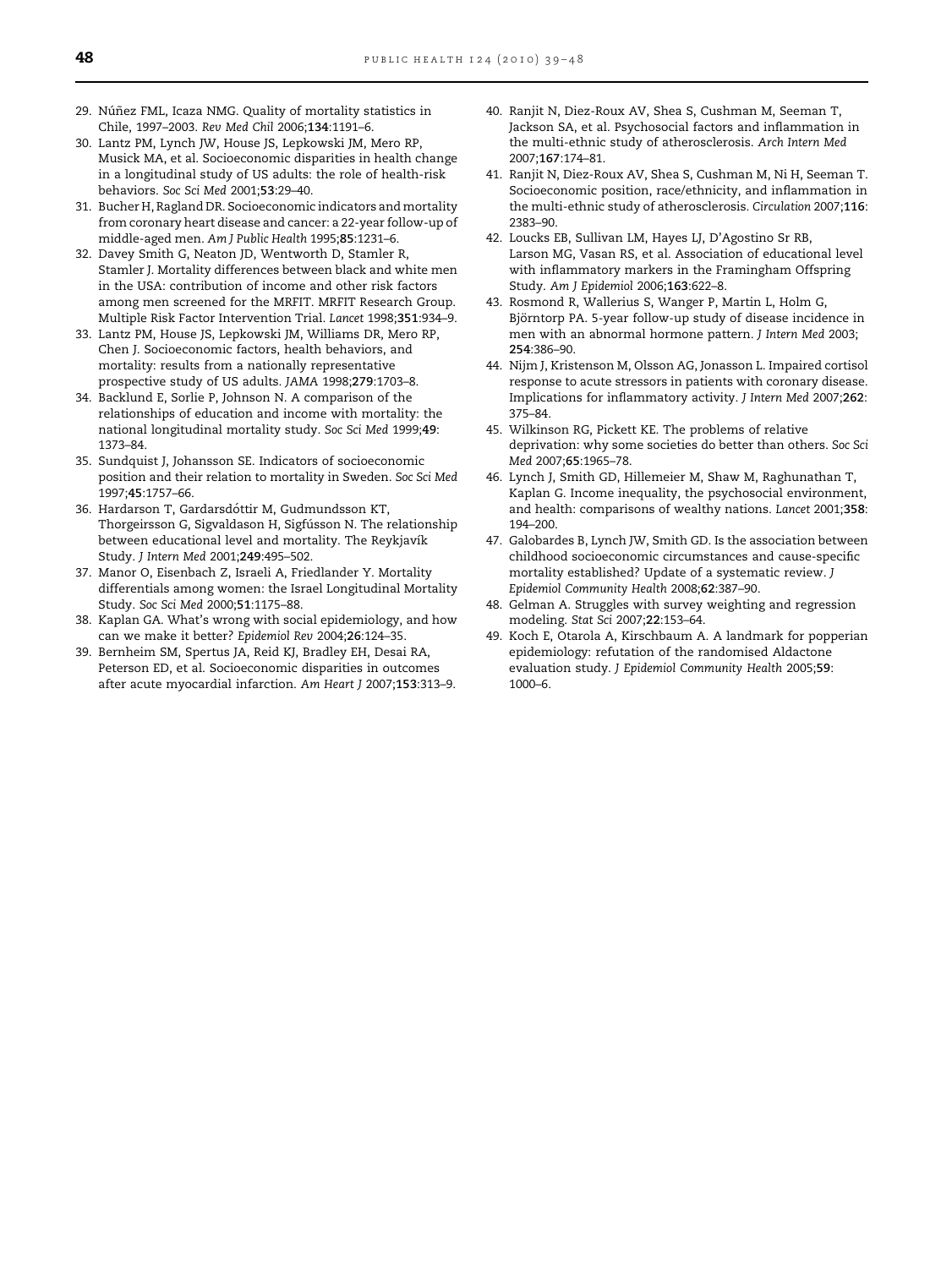29. Núñez FML, Icaza NMG. Quality of mortality statistics in Chile, 1997–2003. *Rev Med Chil* 2006;**134**:1191–6.
30. Lantz PM, Lynch JW, House JS, Lepkowski JM, Mero RP, Musick MA, et al. Socioeconomic disparities in health change in a longitudinal study of US adults: the role of health-risk behaviors. *Soc Sci Med* 2001;**53**:29–40.
31. Bucher H, Ragland DR. Socioeconomic indicators and mortality from coronary heart disease and cancer: a 22-year follow-up of middle-aged men. *Am J Public Health* 1995;**85**:1231–6.
32. Davey Smith G, Neaton JD, Wentworth D, Stamler R, Stamler J. Mortality differences between black and white men in the USA: contribution of income and other risk factors among men screened for the MRFIT. MRFIT Research Group. Multiple Risk Factor Intervention Trial. *Lancet* 1998;**351**:934–9.
33. Lantz PM, House JS, Lepkowski JM, Williams DR, Mero RP, Chen J. Socioeconomic factors, health behaviors, and mortality: results from a nationally representative prospective study of US adults. *JAMA* 1998;**279**:1703–8.
34. Backlund E, Sorlie P, Johnson N. A comparison of the relationships of education and income with mortality: the national longitudinal mortality study. *Soc Sci Med* 1999;**49**: 1373–84.
35. Sundquist J, Johansson SE. Indicators of socioeconomic position and their relation to mortality in Sweden. *Soc Sci Med* 1997;**45**:1757–66.
36. Hardarson T, Gardarsdóttir M, Gudmundsson KT, Thorgeirsson G, Sigvaldason H, Sigfússon N. The relationship between educational level and mortality. The Reykjavík Study. *J Intern Med* 2001;**249**:495–502.
37. Manor O, Eisenbach Z, Israeli A, Friedlander Y. Mortality differentials among women: the Israel Longitudinal Mortality Study. *Soc Sci Med* 2000;**51**:1175–88.
38. Kaplan GA. What's wrong with social epidemiology, and how can we make it better? *Epidemiol Rev* 2004;**26**:124–35.
39. Bernheim SM, Spertus JA, Reid KJ, Bradley EH, Desai RA, Peterson ED, et al. Socioeconomic disparities in outcomes after acute myocardial infarction. *Am Heart J* 2007;**153**:313–9.
40. Ranjit N, Diez-Roux AV, Shea S, Cushman M, Seeman T, Jackson SA, et al. Psychosocial factors and inflammation in the multi-ethnic study of atherosclerosis. *Arch Intern Med* 2007;**167**:174–81.
41. Ranjit N, Diez-Roux AV, Shea S, Cushman M, Ni H, Seeman T. Socioeconomic position, race/ethnicity, and inflammation in the multi-ethnic study of atherosclerosis. *Circulation* 2007;**116**: 2383–90.
42. Loucks EB, Sullivan LM, Hayes LJ, D'Agostino Sr RB, Larson MG, Vasan RS, et al. Association of educational level with inflammatory markers in the Framingham Offspring Study. *Am J Epidemiol* 2006;**163**:622–8.
43. Rosmond R, Wallerius S, Wanger P, Martin L, Holm G, Björntorp PA. 5-year follow-up study of disease incidence in men with an abnormal hormone pattern. *J Intern Med* 2003; **254**:386–90.
44. Nijm J, Kristenson M, Olsson AG, Jonasson L. Impaired cortisol response to acute stressors in patients with coronary disease. Implications for inflammatory activity. *J Intern Med* 2007;**262**: 375–84.
45. Wilkinson RG, Pickett KE. The problems of relative deprivation: why some societies do better than others. *Soc Sci Med* 2007;**65**:1965–78.
46. Lynch J, Smith GD, Hillemeier M, Shaw M, Raghunathan T, Kaplan G. Income inequality, the psychosocial environment, and health: comparisons of wealthy nations. *Lancet* 2001;**358**: 194–200.
47. Galobardes B, Lynch JW, Smith GD. Is the association between childhood socioeconomic circumstances and cause-specific mortality established? Update of a systematic review. *J Epidemiol Community Health* 2008;**62**:387–90.
48. Gelman A. Struggles with survey weighting and regression modeling. *Stat Sci* 2007;**22**:153–64.
49. Koch E, Otarola A, Kirschbaum A. A landmark for popperian epidemiology: refutation of the randomised Aldactone evaluation study. *J Epidemiol Community Health* 2005;**59**: 1000–6.